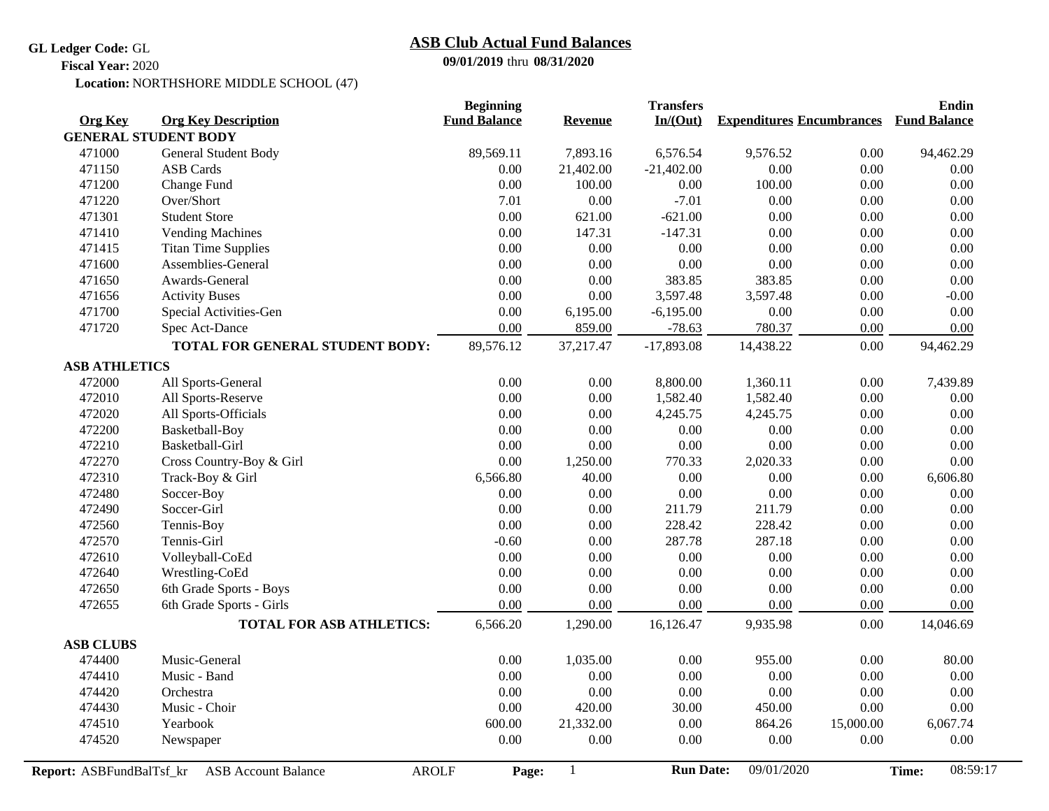**GL Ledger Code:** GL

**Fiscal Year:** 2020

**Location:** NORTHSHORE MIDDLE SCHOOL (47)

# ASB Club Actual Fund Balances

**09/01/2019** thru **08/31/2020**

| Org Key | Org Key Description | Beginning Fund Balance | Revenue | Transfers In/(Out) | Expenditures | Encumbrances | Endin Fund Balance |
|---|---|---|---|---|---|---|---|
| **GENERAL STUDENT BODY** | | | | | | | |
| 471000 | General Student Body | 89,569.11 | 7,893.16 | 6,576.54 | 9,576.52 | 0.00 | 94,462.29 |
| 471150 | ASB Cards | 0.00 | 21,402.00 | -21,402.00 | 0.00 | 0.00 | 0.00 |
| 471200 | Change Fund | 0.00 | 100.00 | 0.00 | 100.00 | 0.00 | 0.00 |
| 471220 | Over/Short | 7.01 | 0.00 | -7.01 | 0.00 | 0.00 | 0.00 |
| 471301 | Student Store | 0.00 | 621.00 | -621.00 | 0.00 | 0.00 | 0.00 |
| 471410 | Vending Machines | 0.00 | 147.31 | -147.31 | 0.00 | 0.00 | 0.00 |
| 471415 | Titan Time Supplies | 0.00 | 0.00 | 0.00 | 0.00 | 0.00 | 0.00 |
| 471600 | Assemblies-General | 0.00 | 0.00 | 0.00 | 0.00 | 0.00 | 0.00 |
| 471650 | Awards-General | 0.00 | 0.00 | 383.85 | 383.85 | 0.00 | 0.00 |
| 471656 | Activity Buses | 0.00 | 0.00 | 3,597.48 | 3,597.48 | 0.00 | -0.00 |
| 471700 | Special Activities-Gen | 0.00 | 6,195.00 | -6,195.00 | 0.00 | 0.00 | 0.00 |
| 471720 | Spec Act-Dance | 0.00 | 859.00 | -78.63 | 780.37 | 0.00 | 0.00 |
| | **TOTAL FOR GENERAL STUDENT BODY:** | 89,576.12 | 37,217.47 | -17,893.08 | 14,438.22 | 0.00 | 94,462.29 |
| **ASB ATHLETICS** | | | | | | | |
| 472000 | All Sports-General | 0.00 | 0.00 | 8,800.00 | 1,360.11 | 0.00 | 7,439.89 |
| 472010 | All Sports-Reserve | 0.00 | 0.00 | 1,582.40 | 1,582.40 | 0.00 | 0.00 |
| 472020 | All Sports-Officials | 0.00 | 0.00 | 4,245.75 | 4,245.75 | 0.00 | 0.00 |
| 472200 | Basketball-Boy | 0.00 | 0.00 | 0.00 | 0.00 | 0.00 | 0.00 |
| 472210 | Basketball-Girl | 0.00 | 0.00 | 0.00 | 0.00 | 0.00 | 0.00 |
| 472270 | Cross Country-Boy & Girl | 0.00 | 1,250.00 | 770.33 | 2,020.33 | 0.00 | 0.00 |
| 472310 | Track-Boy & Girl | 6,566.80 | 40.00 | 0.00 | 0.00 | 0.00 | 6,606.80 |
| 472480 | Soccer-Boy | 0.00 | 0.00 | 0.00 | 0.00 | 0.00 | 0.00 |
| 472490 | Soccer-Girl | 0.00 | 0.00 | 211.79 | 211.79 | 0.00 | 0.00 |
| 472560 | Tennis-Boy | 0.00 | 0.00 | 228.42 | 228.42 | 0.00 | 0.00 |
| 472570 | Tennis-Girl | -0.60 | 0.00 | 287.78 | 287.18 | 0.00 | 0.00 |
| 472610 | Volleyball-CoEd | 0.00 | 0.00 | 0.00 | 0.00 | 0.00 | 0.00 |
| 472640 | Wrestling-CoEd | 0.00 | 0.00 | 0.00 | 0.00 | 0.00 | 0.00 |
| 472650 | 6th Grade Sports - Boys | 0.00 | 0.00 | 0.00 | 0.00 | 0.00 | 0.00 |
| 472655 | 6th Grade Sports - Girls | 0.00 | 0.00 | 0.00 | 0.00 | 0.00 | 0.00 |
| | **TOTAL FOR ASB ATHLETICS:** | 6,566.20 | 1,290.00 | 16,126.47 | 9,935.98 | 0.00 | 14,046.69 |
| **ASB CLUBS** | | | | | | | |
| 474400 | Music-General | 0.00 | 1,035.00 | 0.00 | 955.00 | 0.00 | 80.00 |
| 474410 | Music - Band | 0.00 | 0.00 | 0.00 | 0.00 | 0.00 | 0.00 |
| 474420 | Orchestra | 0.00 | 0.00 | 0.00 | 0.00 | 0.00 | 0.00 |
| 474430 | Music - Choir | 0.00 | 420.00 | 30.00 | 450.00 | 0.00 | 0.00 |
| 474510 | Yearbook | 600.00 | 21,332.00 | 0.00 | 864.26 | 15,000.00 | 6,067.74 |
| 474520 | Newspaper | 0.00 | 0.00 | 0.00 | 0.00 | 0.00 | 0.00 |

**Report:** ASBFundBalTsf_kr ASB Account Balance AROLF **Run Date:** 09/01/2020 **Time:** 08:59:17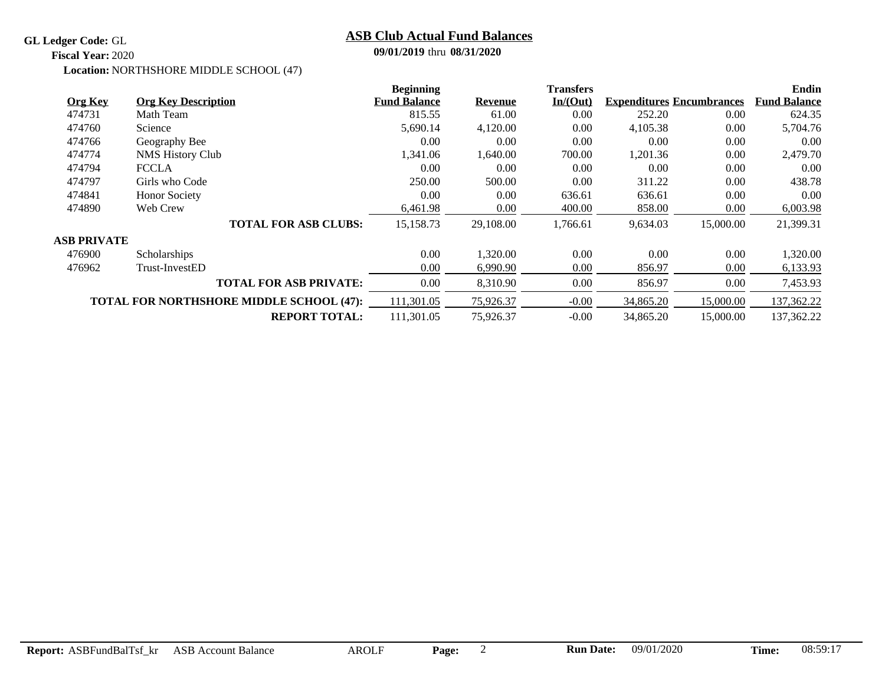**GL Ledger Code:** GL

**Fiscal Year:** 2020

**Location:** NORTHSHORE MIDDLE SCHOOL (47)

## ASB Club Actual Fund Balances

**09/01/2019** thru **08/31/2020**

| Org Key | Org Key Description | Beginning Fund Balance | Revenue | Transfers In/(Out) | Expenditures | Encumbrances | Endin Fund Balance |
|---|---|---|---|---|---|---|---|
| 474731 | Math Team | 815.55 | 61.00 | 0.00 | 252.20 | 0.00 | 624.35 |
| 474760 | Science | 5,690.14 | 4,120.00 | 0.00 | 4,105.38 | 0.00 | 5,704.76 |
| 474766 | Geography Bee | 0.00 | 0.00 | 0.00 | 0.00 | 0.00 | 0.00 |
| 474774 | NMS History Club | 1,341.06 | 1,640.00 | 700.00 | 1,201.36 | 0.00 | 2,479.70 |
| 474794 | FCCLA | 0.00 | 0.00 | 0.00 | 0.00 | 0.00 | 0.00 |
| 474797 | Girls who Code | 250.00 | 500.00 | 0.00 | 311.22 | 0.00 | 438.78 |
| 474841 | Honor Society | 0.00 | 0.00 | 636.61 | 636.61 | 0.00 | 0.00 |
| 474890 | Web Crew | 6,461.98 | 0.00 | 400.00 | 858.00 | 0.00 | 6,003.98 |
| | **TOTAL FOR ASB CLUBS:** | 15,158.73 | 29,108.00 | 1,766.61 | 9,634.03 | 15,000.00 | 21,399.31 |
| **ASB PRIVATE** | | | | | | | |
| 476900 | Scholarships | 0.00 | 1,320.00 | 0.00 | 0.00 | 0.00 | 1,320.00 |
| 476962 | Trust-InvestED | 0.00 | 6,990.90 | 0.00 | 856.97 | 0.00 | 6,133.93 |
| | **TOTAL FOR ASB PRIVATE:** | 0.00 | 8,310.90 | 0.00 | 856.97 | 0.00 | 7,453.93 |
| | **TOTAL FOR NORTHSHORE MIDDLE SCHOOL (47):** | 111,301.05 | 75,926.37 | -0.00 | 34,865.20 | 15,000.00 | 137,362.22 |
| | **REPORT TOTAL:** | 111,301.05 | 75,926.37 | -0.00 | 34,865.20 | 15,000.00 | 137,362.22 |

**Report:** ASBFundBalTsf_kr ASB Account Balance AROLF **Run Date:** 09/01/2020 **Time:** 08:59:17